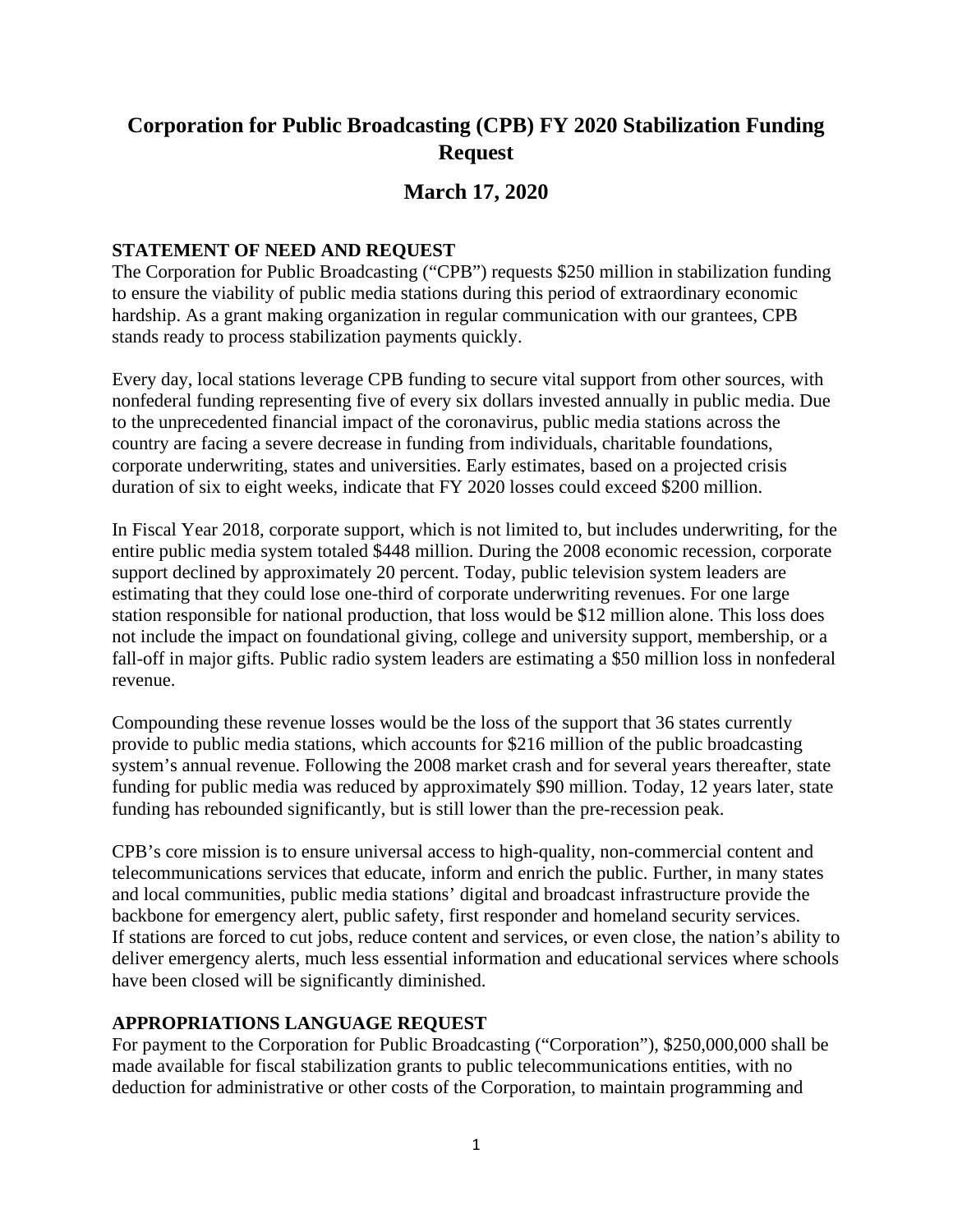# Corporation for Public Broadcasting (CPB) FY 2020 Stabilization Funding Request

## March 17, 2020

**STATEMENT OF NEED AND REQUEST**

The Corporation for Public Broadcasting ("CPB") requests $250 million in stabilization funding to ensure the viability of public media stations during this period of extraordinary economic hardship. As a grant making organization in regular communication with our grantees, CPB stands ready to process stabilization payments quickly.

Every day, local stations leverage CPB funding to secure vital support from other sources, with nonfederal funding representing five of every six dollars invested annually in public media. Due to the unprecedented financial impact of the coronavirus, public media stations across the country are facing a severe decrease in funding from individuals, charitable foundations, corporate underwriting, states and universities. Early estimates, based on a projected crisis duration of six to eight weeks, indicate that FY 2020 losses could exceed $200 million.

In Fiscal Year 2018, corporate support, which is not limited to, but includes underwriting, for the entire public media system totaled $448 million. During the 2008 economic recession, corporate support declined by approximately 20 percent. Today, public television system leaders are estimating that they could lose one-third of corporate underwriting revenues. For one large station responsible for national production, that loss would be $12 million alone. This loss does not include the impact on foundational giving, college and university support, membership, or a fall-off in major gifts. Public radio system leaders are estimating a $50 million loss in nonfederal revenue.

Compounding these revenue losses would be the loss of the support that 36 states currently provide to public media stations, which accounts for $216 million of the public broadcasting system's annual revenue. Following the 2008 market crash and for several years thereafter, state funding for public media was reduced by approximately $90 million. Today, 12 years later, state funding has rebounded significantly, but is still lower than the pre-recession peak.

CPB's core mission is to ensure universal access to high-quality, non-commercial content and telecommunications services that educate, inform and enrich the public. Further, in many states and local communities, public media stations' digital and broadcast infrastructure provide the backbone for emergency alert, public safety, first responder and homeland security services. If stations are forced to cut jobs, reduce content and services, or even close, the nation's ability to deliver emergency alerts, much less essential information and educational services where schools have been closed will be significantly diminished.

**APPROPRIATIONS LANGUAGE REQUEST**

For payment to the Corporation for Public Broadcasting ("Corporation"), $250,000,000 shall be made available for fiscal stabilization grants to public telecommunications entities, with no deduction for administrative or other costs of the Corporation, to maintain programming and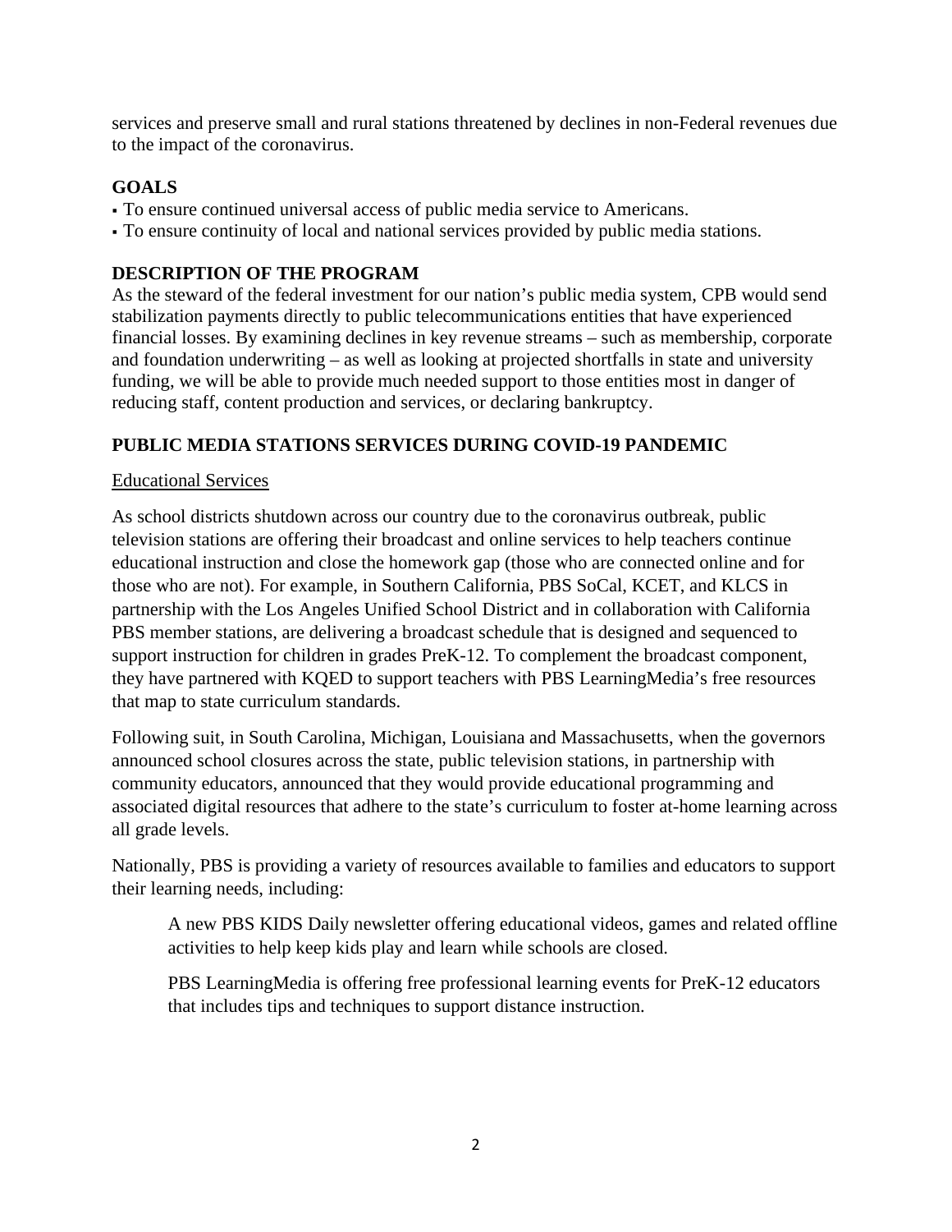services and preserve small and rural stations threatened by declines in non-Federal revenues due to the impact of the coronavirus.

## GOALS

- To ensure continued universal access of public media service to Americans.
- To ensure continuity of local and national services provided by public media stations.

## DESCRIPTION OF THE PROGRAM

As the steward of the federal investment for our nation's public media system, CPB would send stabilization payments directly to public telecommunications entities that have experienced financial losses. By examining declines in key revenue streams – such as membership, corporate and foundation underwriting – as well as looking at projected shortfalls in state and university funding, we will be able to provide much needed support to those entities most in danger of reducing staff, content production and services, or declaring bankruptcy.

## PUBLIC MEDIA STATIONS SERVICES DURING COVID-19 PANDEMIC

Educational Services

As school districts shutdown across our country due to the coronavirus outbreak, public television stations are offering their broadcast and online services to help teachers continue educational instruction and close the homework gap (those who are connected online and for those who are not). For example, in Southern California, PBS SoCal, KCET, and KLCS in partnership with the Los Angeles Unified School District and in collaboration with California PBS member stations, are delivering a broadcast schedule that is designed and sequenced to support instruction for children in grades PreK-12. To complement the broadcast component, they have partnered with KQED to support teachers with PBS LearningMedia's free resources that map to state curriculum standards.

Following suit, in South Carolina, Michigan, Louisiana and Massachusetts, when the governors announced school closures across the state, public television stations, in partnership with community educators, announced that they would provide educational programming and associated digital resources that adhere to the state's curriculum to foster at-home learning across all grade levels.

Nationally, PBS is providing a variety of resources available to families and educators to support their learning needs, including:

> A new PBS KIDS Daily newsletter offering educational videos, games and related offline activities to help keep kids play and learn while schools are closed.
>
> PBS LearningMedia is offering free professional learning events for PreK-12 educators that includes tips and techniques to support distance instruction.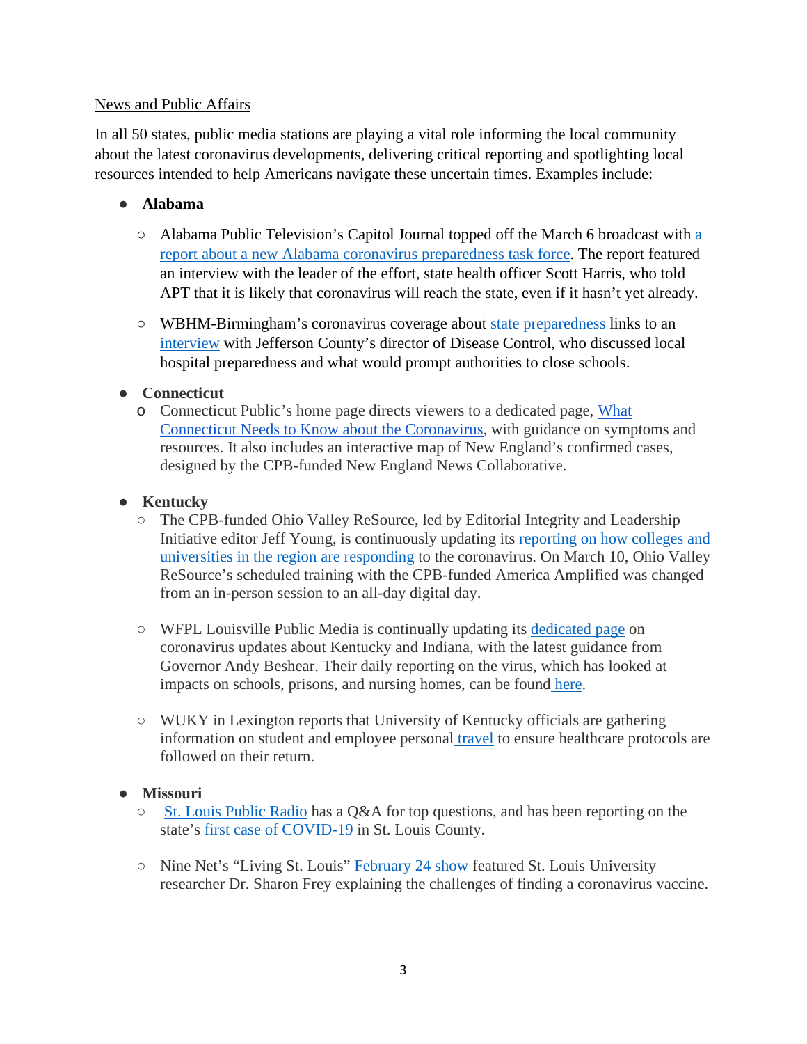News and Public Affairs

In all 50 states, public media stations are playing a vital role informing the local community about the latest coronavirus developments, delivering critical reporting and spotlighting local resources intended to help Americans navigate these uncertain times. Examples include:

- **Alabama**
  - Alabama Public Television's Capitol Journal topped off the March 6 broadcast with a report about a new Alabama coronavirus preparedness task force. The report featured an interview with the leader of the effort, state health officer Scott Harris, who told APT that it is likely that coronavirus will reach the state, even if it hasn't yet already.
  - WBHM-Birmingham's coronavirus coverage about state preparedness links to an interview with Jefferson County's director of Disease Control, who discussed local hospital preparedness and what would prompt authorities to close schools.

- **Connecticut**
  - Connecticut Public's home page directs viewers to a dedicated page, What Connecticut Needs to Know about the Coronavirus, with guidance on symptoms and resources. It also includes an interactive map of New England's confirmed cases, designed by the CPB-funded New England News Collaborative.

- **Kentucky**
  - The CPB-funded Ohio Valley ReSource, led by Editorial Integrity and Leadership Initiative editor Jeff Young, is continuously updating its reporting on how colleges and universities in the region are responding to the coronavirus. On March 10, Ohio Valley ReSource's scheduled training with the CPB-funded America Amplified was changed from an in-person session to an all-day digital day.
  - WFPL Louisville Public Media is continually updating its dedicated page on coronavirus updates about Kentucky and Indiana, with the latest guidance from Governor Andy Beshear. Their daily reporting on the virus, which has looked at impacts on schools, prisons, and nursing homes, can be found here.
  - WUKY in Lexington reports that University of Kentucky officials are gathering information on student and employee personal travel to ensure healthcare protocols are followed on their return.

- **Missouri**
  - St. Louis Public Radio has a Q&A for top questions, and has been reporting on the state's first case of COVID-19 in St. Louis County.
  - Nine Net's "Living St. Louis" February 24 show featured St. Louis University researcher Dr. Sharon Frey explaining the challenges of finding a coronavirus vaccine.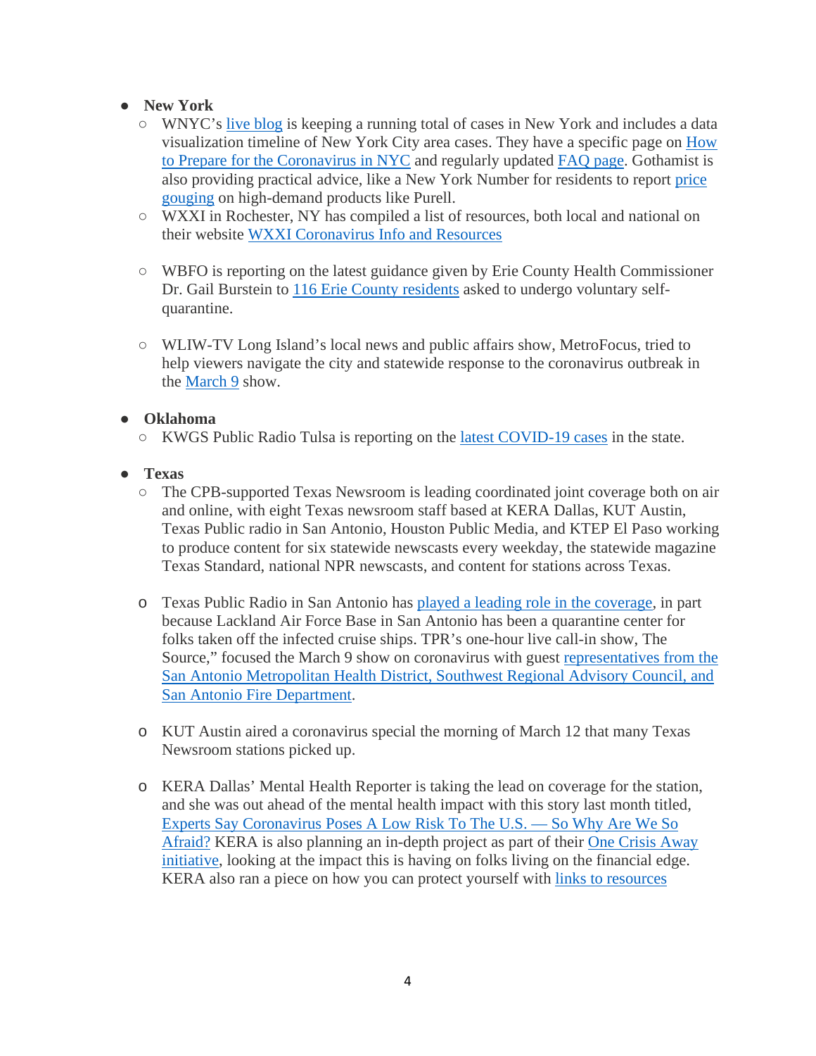- **New York**
  - WNYC's live blog is keeping a running total of cases in New York and includes a data visualization timeline of New York City area cases. They have a specific page on How to Prepare for the Coronavirus in NYC and regularly updated FAQ page. Gothamist is also providing practical advice, like a New York Number for residents to report price gouging on high-demand products like Purell.
  - WXXI in Rochester, NY has compiled a list of resources, both local and national on their website WXXI Coronavirus Info and Resources
  - WBFO is reporting on the latest guidance given by Erie County Health Commissioner Dr. Gail Burstein to 116 Erie County residents asked to undergo voluntary self-quarantine.
  - WLIW-TV Long Island's local news and public affairs show, MetroFocus, tried to help viewers navigate the city and statewide response to the coronavirus outbreak in the March 9 show.

- **Oklahoma**
  - KWGS Public Radio Tulsa is reporting on the latest COVID-19 cases in the state.

- **Texas**
  - The CPB-supported Texas Newsroom is leading coordinated joint coverage both on air and online, with eight Texas newsroom staff based at KERA Dallas, KUT Austin, Texas Public radio in San Antonio, Houston Public Media, and KTEP El Paso working to produce content for six statewide newscasts every weekday, the statewide magazine Texas Standard, national NPR newscasts, and content for stations across Texas.
  - Texas Public Radio in San Antonio has played a leading role in the coverage, in part because Lackland Air Force Base in San Antonio has been a quarantine center for folks taken off the infected cruise ships. TPR's one-hour live call-in show, The Source," focused the March 9 show on coronavirus with guest representatives from the San Antonio Metropolitan Health District, Southwest Regional Advisory Council, and San Antonio Fire Department.
  - KUT Austin aired a coronavirus special the morning of March 12 that many Texas Newsroom stations picked up.
  - KERA Dallas' Mental Health Reporter is taking the lead on coverage for the station, and she was out ahead of the mental health impact with this story last month titled, Experts Say Coronavirus Poses A Low Risk To The U.S. — So Why Are We So Afraid? KERA is also planning an in-depth project as part of their One Crisis Away initiative, looking at the impact this is having on folks living on the financial edge. KERA also ran a piece on how you can protect yourself with links to resources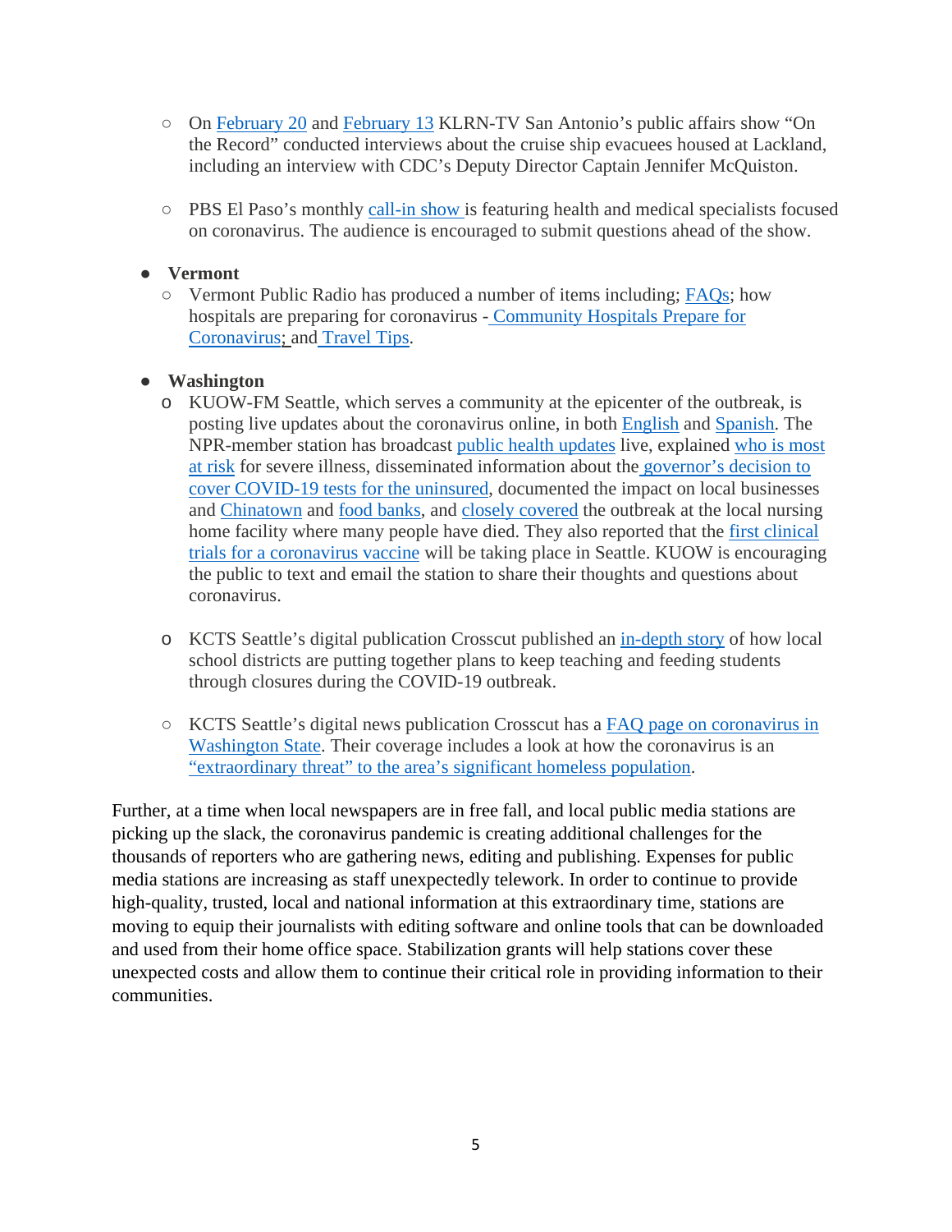- On February 20 and February 13 KLRN-TV San Antonio's public affairs show "On the Record" conducted interviews about the cruise ship evacuees housed at Lackland, including an interview with CDC's Deputy Director Captain Jennifer McQuiston.

- PBS El Paso's monthly call-in show is featuring health and medical specialists focused on coronavirus. The audience is encouraged to submit questions ahead of the show.

- **Vermont**
  - Vermont Public Radio has produced a number of items including; FAQs; how hospitals are preparing for coronavirus - Community Hospitals Prepare for Coronavirus; and Travel Tips.

- **Washington**
  - KUOW-FM Seattle, which serves a community at the epicenter of the outbreak, is posting live updates about the coronavirus online, in both English and Spanish. The NPR-member station has broadcast public health updates live, explained who is most at risk for severe illness, disseminated information about the governor's decision to cover COVID-19 tests for the uninsured, documented the impact on local businesses and Chinatown and food banks, and closely covered the outbreak at the local nursing home facility where many people have died. They also reported that the first clinical trials for a coronavirus vaccine will be taking place in Seattle. KUOW is encouraging the public to text and email the station to share their thoughts and questions about coronavirus.

  - KCTS Seattle's digital publication Crosscut published an in-depth story of how local school districts are putting together plans to keep teaching and feeding students through closures during the COVID-19 outbreak.

  - KCTS Seattle's digital news publication Crosscut has a FAQ page on coronavirus in Washington State. Their coverage includes a look at how the coronavirus is an "extraordinary threat" to the area's significant homeless population.

Further, at a time when local newspapers are in free fall, and local public media stations are picking up the slack, the coronavirus pandemic is creating additional challenges for the thousands of reporters who are gathering news, editing and publishing. Expenses for public media stations are increasing as staff unexpectedly telework. In order to continue to provide high-quality, trusted, local and national information at this extraordinary time, stations are moving to equip their journalists with editing software and online tools that can be downloaded and used from their home office space. Stabilization grants will help stations cover these unexpected costs and allow them to continue their critical role in providing information to their communities.